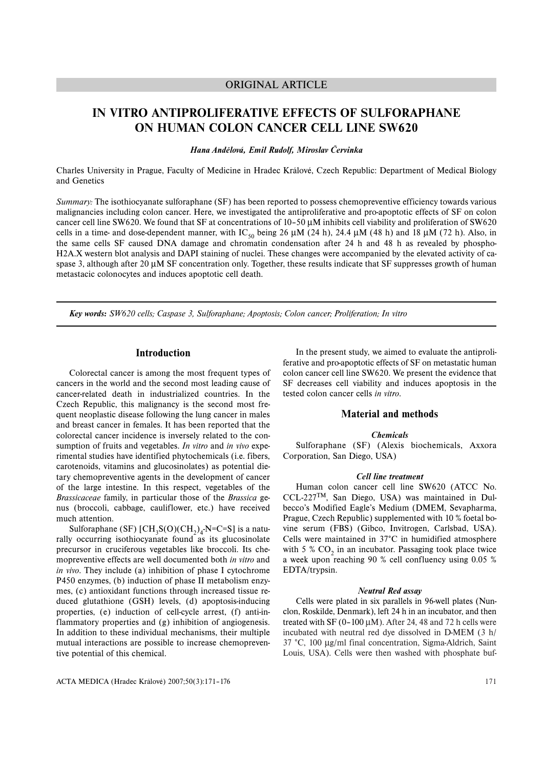ORIGINAL ARTICLE

# IN VITRO ANTIPROLIFERATIVE EFFECTS OF SULFORAPHANE ON HUMAN COLON CANCER CELL LINE SW620

***Hana Andělová, Emil Rudolf, Miroslav Červinka***

Charles University in Prague, Faculty of Medicine in Hradec Králové, Czech Republic: Department of Medical Biology and Genetics

*Summary:* The isothiocyanate sulforaphane (SF) has been reported to possess chemopreventive efficiency towards various malignancies including colon cancer. Here, we investigated the antiproliferative and pro-apoptotic effects of SF on colon cancer cell line SW620. We found that SF at concentrations of 10–50 μM inhibits cell viability and proliferation of SW620 cells in a time- and dose-dependent manner, with $IC_{50}$ being 26 μM (24 h), 24.4 μM (48 h) and 18 μM (72 h). Also, in the same cells SF caused DNA damage and chromatin condensation after 24 h and 48 h as revealed by phospho-H2A.X western blot analysis and DAPI staining of nuclei. These changes were accompanied by the elevated activity of caspase 3, although after 20 μM SF concentration only. Together, these results indicate that SF suppresses growth of human metastacic colonocytes and induces apoptotic cell death.

***Key words:*** *SW620 cells; Caspase 3, Sulforaphane; Apoptosis; Colon cancer; Proliferation; In vitro*

## Introduction

Colorectal cancer is among the most frequent types of cancers in the world and the second most leading cause of cancer-related death in industrialized countries. In the Czech Republic, this malignancy is the second most frequent neoplastic disease following the lung cancer in males and breast cancer in females. It has been reported that the colorectal cancer incidence is inversely related to the consumption of fruits and vegetables. *In vitro* and *in vivo* experimental studies have identified phytochemicals (i.e. fibers, carotenoids, vitamins and glucosinolates) as potential dietary chemopreventive agents in the development of cancer of the large intestine. In this respect, vegetables of the *Brassicaceae* family, in particular those of the *Brassica* genus (broccoli, cabbage, cauliflower, etc.) have received much attention.

Sulforaphane (SF) [$CH_3S(O)(CH_2)_4$-N=C=S] is a naturally occurring isothiocyanate found as its glucosinolate precursor in cruciferous vegetables like broccoli. Its chemopreventive effects are well documented both *in vitro* and *in vivo*. They include (a) inhibition of phase I cytochrome P450 enzymes, (b) induction of phase II metabolism enzymes, (c) antioxidant functions through increased tissue reduced glutathione (GSH) levels, (d) apoptosis-inducing properties, (e) induction of cell-cycle arrest, (f) anti-inflammatory properties and (g) inhibition of angiogenesis. In addition to these individual mechanisms, their multiple mutual interactions are possible to increase chemopreventive potential of this chemical.

In the present study, we aimed to evaluate the antiproliferative and pro-apoptotic effects of SF on metastatic human colon cancer cell line SW620. We present the evidence that SF decreases cell viability and induces apoptosis in the tested colon cancer cells *in vitro*.

## Material and methods

### *Chemicals*

Sulforaphane (SF) (Alexis biochemicals, Axxora Corporation, San Diego, USA)

### *Cell line treatment*

Human colon cancer cell line SW620 (ATCC No. CCL-227$^{TM}$, San Diego, USA) was maintained in Dulbecco's Modified Eagle's Medium (DMEM, Sevapharma, Prague, Czech Republic) supplemented with 10 % foetal bovine serum (FBS) (Gibco, Invitrogen, Carlsbad, USA). Cells were maintained in 37°C in humidified atmosphere with 5 % $CO_2$ in an incubator. Passaging took place twice a week upon reaching 90 % cell confluency using 0.05 % EDTA/trypsin.

### *Neutral Red assay*

Cells were plated in six parallels in 96-well plates (Nunclon, Roskilde, Denmark), left 24 h in an incubator, and then treated with SF (0–100 μM). After 24, 48 and 72 h cells were incubated with neutral red dye dissolved in D-MEM (3 h/ 37 °C, 100 μg/ml final concentration, Sigma-Aldrich, Saint Louis, USA). Cells were then washed with phosphate buf-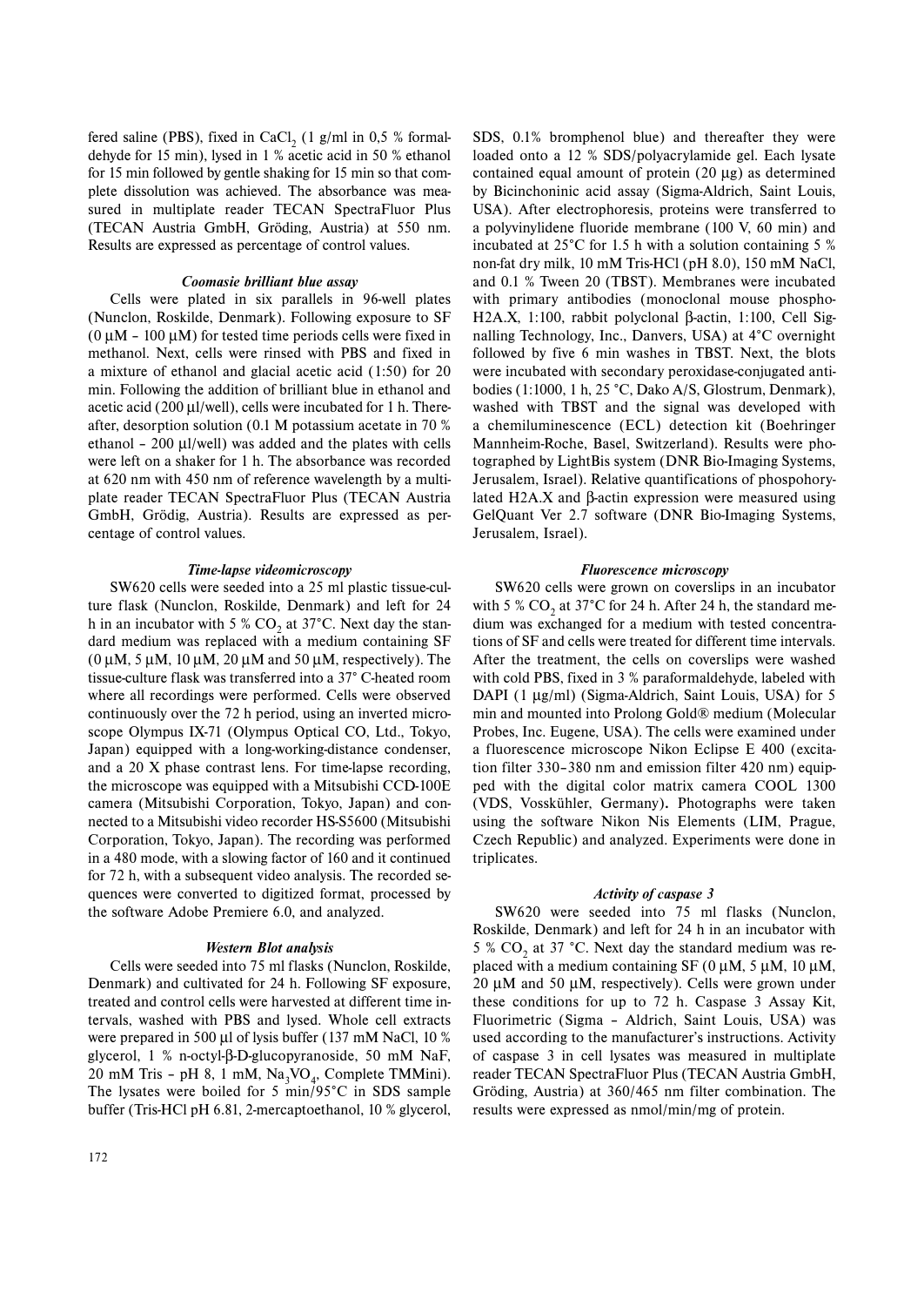fered saline (PBS), fixed in $CaCl_2$ (1 g/ml in 0,5 % formaldehyde for 15 min), lysed in 1 % acetic acid in 50 % ethanol for 15 min followed by gentle shaking for 15 min so that complete dissolution was achieved. The absorbance was measured in multiplate reader TECAN SpectraFluor Plus (TECAN Austria GmbH, Gröding, Austria) at 550 nm. Results are expressed as percentage of control values.

### *Coomasie brilliant blue assay*

Cells were plated in six parallels in 96-well plates (Nunclon, Roskilde, Denmark). Following exposure to SF (0 μM – 100 μM) for tested time periods cells were fixed in methanol. Next, cells were rinsed with PBS and fixed in a mixture of ethanol and glacial acetic acid (1:50) for 20 min. Following the addition of brilliant blue in ethanol and acetic acid (200 μl/well), cells were incubated for 1 h. Thereafter, desorption solution (0.1 M potassium acetate in 70 % ethanol – 200 μl/well) was added and the plates with cells were left on a shaker for 1 h. The absorbance was recorded at 620 nm with 450 nm of reference wavelength by a multiplate reader TECAN SpectraFluor Plus (TECAN Austria GmbH, Grödig, Austria). Results are expressed as percentage of control values.

### *Time-lapse videomicroscopy*

SW620 cells were seeded into a 25 ml plastic tissue-culture flask (Nunclon, Roskilde, Denmark) and left for 24 h in an incubator with 5 % $CO_2$ at 37°C. Next day the standard medium was replaced with a medium containing SF (0 μM, 5 μM, 10 μM, 20 μM and 50 μM, respectively). The tissue-culture flask was transferred into a 37° C-heated room where all recordings were performed. Cells were observed continuously over the 72 h period, using an inverted microscope Olympus IX-71 (Olympus Optical CO, Ltd., Tokyo, Japan) equipped with a long-working-distance condenser, and a 20 X phase contrast lens. For time-lapse recording, the microscope was equipped with a Mitsubishi CCD-100E camera (Mitsubishi Corporation, Tokyo, Japan) and connected to a Mitsubishi video recorder HS-S5600 (Mitsubishi Corporation, Tokyo, Japan). The recording was performed in a 480 mode, with a slowing factor of 160 and it continued for 72 h, with a subsequent video analysis. The recorded sequences were converted to digitized format, processed by the software Adobe Premiere 6.0, and analyzed.

### *Western Blot analysis*

Cells were seeded into 75 ml flasks (Nunclon, Roskilde, Denmark) and cultivated for 24 h. Following SF exposure, treated and control cells were harvested at different time intervals, washed with PBS and lysed. Whole cell extracts were prepared in 500 μl of lysis buffer (137 mM NaCl, 10 % glycerol, 1 % n-octyl-β-D-glucopyranoside, 50 mM NaF, 20 mM Tris – pH 8, 1 mM, $Na_3VO_4$, Complete TMMini). The lysates were boiled for 5 min/95°C in SDS sample buffer (Tris-HCl pH 6.81, 2-mercaptoethanol, 10 % glycerol, SDS, 0.1% bromphenol blue) and thereafter they were loaded onto a 12 % SDS/polyacrylamide gel. Each lysate contained equal amount of protein (20 μg) as determined by Bicinchoninic acid assay (Sigma-Aldrich, Saint Louis, USA). After electrophoresis, proteins were transferred to a polyvinylidene fluoride membrane (100 V, 60 min) and incubated at 25°C for 1.5 h with a solution containing 5 % non-fat dry milk, 10 mM Tris-HCl (pH 8.0), 150 mM NaCl, and 0.1 % Tween 20 (TBST). Membranes were incubated with primary antibodies (monoclonal mouse phospho-H2A.X, 1:100, rabbit polyclonal β-actin, 1:100, Cell Signalling Technology, Inc., Danvers, USA) at 4°C overnight followed by five 6 min washes in TBST. Next, the blots were incubated with secondary peroxidase-conjugated antibodies (1:1000, 1 h, 25 °C, Dako A/S, Glostrum, Denmark), washed with TBST and the signal was developed with a chemiluminescence (ECL) detection kit (Boehringer Mannheim-Roche, Basel, Switzerland). Results were photographed by LightBis system (DNR Bio-Imaging Systems, Jerusalem, Israel). Relative quantifications of phospohorylated H2A.X and β-actin expression were measured using GelQuant Ver 2.7 software (DNR Bio-Imaging Systems, Jerusalem, Israel).

### *Fluorescence microscopy*

SW620 cells were grown on coverslips in an incubator with 5 % $CO_2$ at 37°C for 24 h. After 24 h, the standard medium was exchanged for a medium with tested concentrations of SF and cells were treated for different time intervals. After the treatment, the cells on coverslips were washed with cold PBS, fixed in 3 % paraformaldehyde, labeled with DAPI (1 μg/ml) (Sigma-Aldrich, Saint Louis, USA) for 5 min and mounted into Prolong Gold® medium (Molecular Probes, Inc. Eugene, USA). The cells were examined under a fluorescence microscope Nikon Eclipse E 400 (excitation filter 330–380 nm and emission filter 420 nm) equipped with the digital color matrix camera COOL 1300 (VDS, Vosskühler, Germany). Photographs were taken using the software Nikon Nis Elements (LIM, Prague, Czech Republic) and analyzed. Experiments were done in triplicates.

### *Activity of caspase 3*

SW620 were seeded into 75 ml flasks (Nunclon, Roskilde, Denmark) and left for 24 h in an incubator with 5 % $CO_2$ at 37 °C. Next day the standard medium was replaced with a medium containing SF (0 μM, 5 μM, 10 μM, 20 μM and 50 μM, respectively). Cells were grown under these conditions for up to 72 h. Caspase 3 Assay Kit, Fluorimetric (Sigma – Aldrich, Saint Louis, USA) was used according to the manufacturer's instructions. Activity of caspase 3 in cell lysates was measured in multiplate reader TECAN SpectraFluor Plus (TECAN Austria GmbH, Gröding, Austria) at 360/465 nm filter combination. The results were expressed as nmol/min/mg of protein.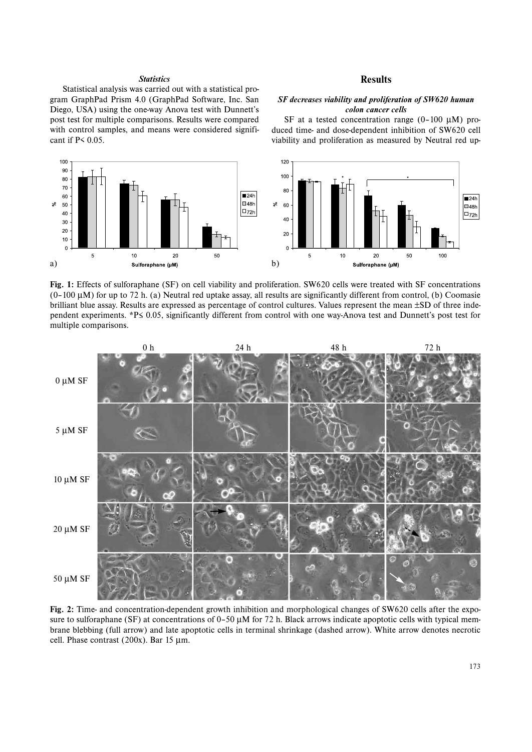### *Statistics*

Statistical analysis was carried out with a statistical program GraphPad Prism 4.0 (GraphPad Software, Inc. San Diego, USA) using the one-way Anova test with Dunnett's post test for multiple comparisons. Results were compared with control samples, and means were considered significant if P< 0.05.

## Results

### *SF decreases viability and proliferation of SW620 human colon cancer cells*

SF at a tested concentration range (0–100 µM) produced time- and dose-dependent inhibition of SW620 cell viability and proliferation as measured by Neutral red up-

**Fig. 1:** Effects of sulforaphane (SF) on cell viability and proliferation. SW620 cells were treated with SF concentrations (0–100 µM) for up to 72 h. (a) Neutral red uptake assay, all results are significantly different from control, (b) Coomasie brilliant blue assay. Results are expressed as percentage of control cultures. Values represent the mean ±SD of three independent experiments. *P≤ 0.05, significantly different from control with one way-Anova test and Dunnett's post test for multiple comparisons.

**Fig. 2:** Time- and concentration-dependent growth inhibition and morphological changes of SW620 cells after the exposure to sulforaphane (SF) at concentrations of 0–50 µM for 72 h. Black arrows indicate apoptotic cells with typical membrane blebbing (full arrow) and late apoptotic cells in terminal shrinkage (dashed arrow). White arrow denotes necrotic cell. Phase contrast (200x). Bar 15 µm.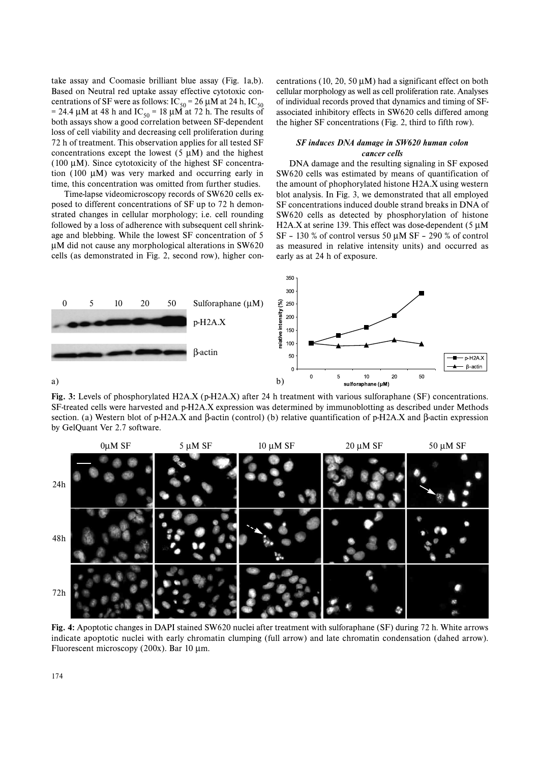take assay and Coomasie brilliant blue assay (Fig. 1a,b). Based on Neutral red uptake assay effective cytotoxic concentrations of SF were as follows: $IC_{50}$ = 26 μM at 24 h, $IC_{50}$ = 24.4 μM at 48 h and $IC_{50}$ = 18 μM at 72 h. The results of both assays show a good correlation between SF-dependent loss of cell viability and decreasing cell proliferation during 72 h of treatment. This observation applies for all tested SF concentrations except the lowest (5 μM) and the highest (100 μM). Since cytotoxicity of the highest SF concentration (100 μM) was very marked and occurring early in time, this concentration was omitted from further studies.

Time-lapse videomicroscopy records of SW620 cells exposed to different concentrations of SF up to 72 h demonstrated changes in cellular morphology; i.e. cell rounding followed by a loss of adherence with subsequent cell shrinkage and blebbing. While the lowest SF concentration of 5 μM did not cause any morphological alterations in SW620 cells (as demonstrated in Fig. 2, second row), higher concentrations (10, 20, 50 μM) had a significant effect on both cellular morphology as well as cell proliferation rate. Analyses of individual records proved that dynamics and timing of SF-associated inhibitory effects in SW620 cells differed among the higher SF concentrations (Fig. 2, third to fifth row).

### *SF induces DNA damage in SW620 human colon cancer cells*

DNA damage and the resulting signaling in SF exposed SW620 cells was estimated by means of quantification of the amount of phophorylated histone H2A.X using western blot analysis. In Fig. 3, we demonstrated that all employed SF concentrations induced double strand breaks in DNA of SW620 cells as detected by phosphorylation of histone H2A.X at serine 139. This effect was dose-dependent (5 μM SF – 130 % of control versus 50 μM SF – 290 % of control as measured in relative intensity units) and occurred as early as at 24 h of exposure.

**Fig. 3:** Levels of phosphorylated H2A.X (p-H2A.X) after 24 h treatment with various sulforaphane (SF) concentrations. SF-treated cells were harvested and p-H2A.X expression was determined by immunoblotting as described under Methods section. (a) Western blot of p-H2A.X and β-actin (control) (b) relative quantification of p-H2A.X and β-actin expression by GelQuant Ver 2.7 software.

**Fig. 4:** Apoptotic changes in DAPI stained SW620 nuclei after treatment with sulforaphane (SF) during 72 h. White arrows indicate apoptotic nuclei with early chromatin clumping (full arrow) and late chromatin condensation (dahed arrow). Fluorescent microscopy (200x). Bar 10 μm.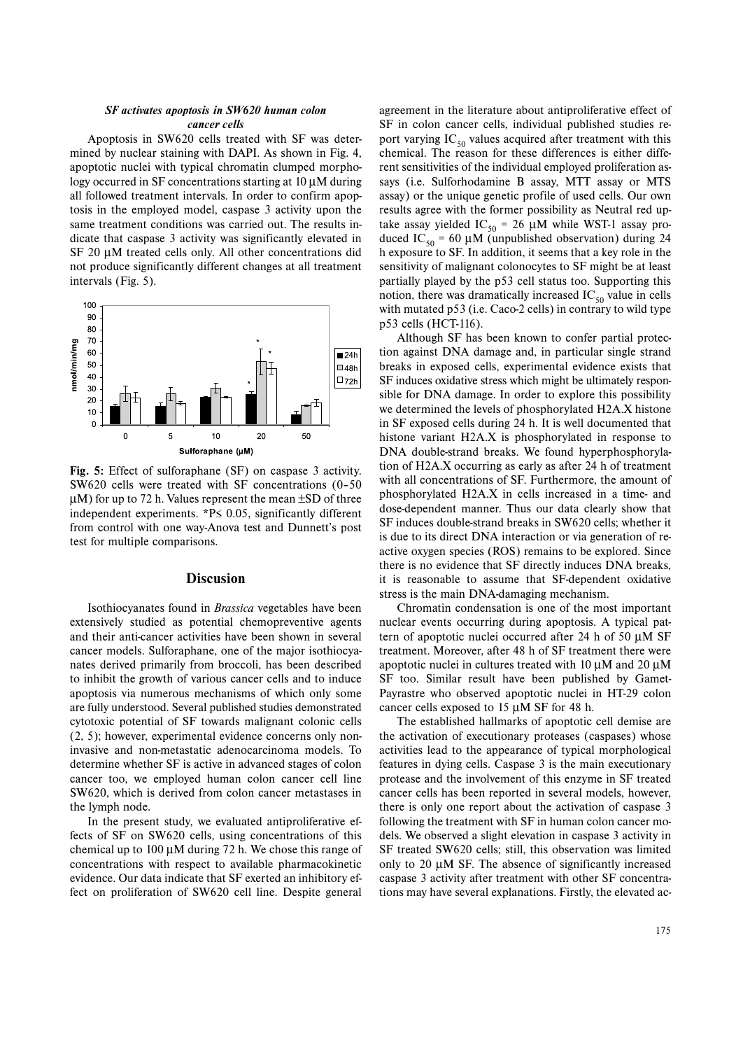### *SF activates apoptosis in SW620 human colon cancer cells*

Apoptosis in SW620 cells treated with SF was determined by nuclear staining with DAPI. As shown in Fig. 4, apoptotic nuclei with typical chromatin clumped morphology occurred in SF concentrations starting at 10 μM during all followed treatment intervals. In order to confirm apoptosis in the employed model, caspase 3 activity upon the same treatment conditions was carried out. The results indicate that caspase 3 activity was significantly elevated in SF 20 μM treated cells only. All other concentrations did not produce significantly different changes at all treatment intervals (Fig. 5).

**Fig. 5:** Effect of sulforaphane (SF) on caspase 3 activity. SW620 cells were treated with SF concentrations (0–50 μM) for up to 72 h. Values represent the mean ±SD of three independent experiments. *P≤ 0.05, significantly different from control with one way-Anova test and Dunnett's post test for multiple comparisons.

## Discusion

Isothiocyanates found in *Brassica* vegetables have been extensively studied as potential chemopreventive agents and their anti-cancer activities have been shown in several cancer models. Sulforaphane, one of the major isothiocyanates derived primarily from broccoli, has been described to inhibit the growth of various cancer cells and to induce apoptosis via numerous mechanisms of which only some are fully understood. Several published studies demonstrated cytotoxic potential of SF towards malignant colonic cells (2, 5); however, experimental evidence concerns only non-invasive and non-metastatic adenocarcinoma models. To determine whether SF is active in advanced stages of colon cancer too, we employed human colon cancer cell line SW620, which is derived from colon cancer metastases in the lymph node.

In the present study, we evaluated antiproliferative effects of SF on SW620 cells, using concentrations of this chemical up to 100 μM during 72 h. We chose this range of concentrations with respect to available pharmacokinetic evidence. Our data indicate that SF exerted an inhibitory effect on proliferation of SW620 cell line. Despite general agreement in the literature about antiproliferative effect of SF in colon cancer cells, individual published studies report varying $IC_{50}$ values acquired after treatment with this chemical. The reason for these differences is either different sensitivities of the individual employed proliferation assays (i.e. Sulforhodamine B assay, MTT assay or MTS assay) or the unique genetic profile of used cells. Our own results agree with the former possibility as Neutral red uptake assay yielded $IC_{50}$ = 26 μM while WST-1 assay produced $IC_{50}$ = 60 μM (unpublished observation) during 24 h exposure to SF. In addition, it seems that a key role in the sensitivity of malignant colonocytes to SF might be at least partially played by the p53 cell status too. Supporting this notion, there was dramatically increased $IC_{50}$ value in cells with mutated p53 (i.e. Caco-2 cells) in contrary to wild type p53 cells (HCT-116).

Although SF has been known to confer partial protection against DNA damage and, in particular single strand breaks in exposed cells, experimental evidence exists that SF induces oxidative stress which might be ultimately responsible for DNA damage. In order to explore this possibility we determined the levels of phosphorylated H2A.X histone in SF exposed cells during 24 h. It is well documented that histone variant H2A.X is phosphorylated in response to DNA double-strand breaks. We found hyperphosphorylation of H2A.X occurring as early as after 24 h of treatment with all concentrations of SF. Furthermore, the amount of phosphorylated H2A.X in cells increased in a time- and dose-dependent manner. Thus our data clearly show that SF induces double-strand breaks in SW620 cells; whether it is due to its direct DNA interaction or via generation of reactive oxygen species (ROS) remains to be explored. Since there is no evidence that SF directly induces DNA breaks, it is reasonable to assume that SF-dependent oxidative stress is the main DNA-damaging mechanism.

Chromatin condensation is one of the most important nuclear events occurring during apoptosis. A typical pattern of apoptotic nuclei occurred after 24 h of 50 μM SF treatment. Moreover, after 48 h of SF treatment there were apoptotic nuclei in cultures treated with 10 μM and 20 μM SF too. Similar result have been published by Gamet-Payrastre who observed apoptotic nuclei in HT-29 colon cancer cells exposed to 15 μM SF for 48 h.

The established hallmarks of apoptotic cell demise are the activation of executionary proteases (caspases) whose activities lead to the appearance of typical morphological features in dying cells. Caspase 3 is the main executionary protease and the involvement of this enzyme in SF treated cancer cells has been reported in several models, however, there is only one report about the activation of caspase 3 following the treatment with SF in human colon cancer models. We observed a slight elevation in caspase 3 activity in SF treated SW620 cells; still, this observation was limited only to 20 μM SF. The absence of significantly increased caspase 3 activity after treatment with other SF concentrations may have several explanations. Firstly, the elevated ac-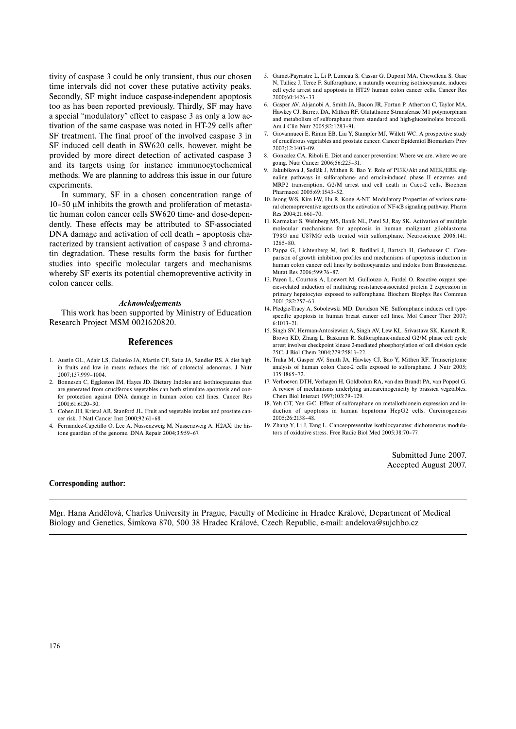tivity of caspase 3 could be only transient, thus our chosen time intervals did not cover these putative activity peaks. Secondly, SF might induce caspase-independent apoptosis too as has been reported previously. Thirdly, SF may have a special "modulatory" effect to caspase 3 as only a low activation of the same caspase was noted in HT-29 cells after SF treatment. The final proof of the involved caspase 3 in SF induced cell death in SW620 cells, however, might be provided by more direct detection of activated caspase 3 and its targets using for instance immunocytochemical methods. We are planning to address this issue in our future experiments.

In summary, SF in a chosen concentration range of 10–50 μM inhibits the growth and proliferation of metastatic human colon cancer cells SW620 time- and dose-dependently. These effects may be attributed to SF-associated DNA damage and activation of cell death – apoptosis characterized by transient activation of caspase 3 and chromatin degradation. These results form the basis for further studies into specific molecular targets and mechanisms whereby SF exerts its potential chemopreventive activity in colon cancer cells.

### *Acknowledgements*

This work has been supported by Ministry of Education Research Project MSM 0021620820.

## References

1. Austin GL, Adair LS, Galanko JA, Martin CF, Satia JA, Sandler RS. A diet high in fruits and low in meats reduces the risk of colorectal adenomas. J Nutr 2007;137:999–1004.
2. Bonnesen C, Eggleston IM, Hayes JD. Dietary Indoles and isothiocyanates that are generated from cruciferous vegetables can both stimulate apoptosis and confer protection against DNA damage in human colon cell lines. Cancer Res 2001;61:6120–30.
3. Cohen JH, Kristal AR, Stanford JL. Fruit and vegetable intakes and prostate cancer risk. J Natl Cancer Inst 2000;92:61–68.
4. Fernandez-Capetillo O, Lee A, Nussenzweig M, Nussenzweig A. H2AX: the histone guardian of the genome. DNA Repair 2004;3:959–67.
5. Gamet-Payrastre L, Li P, Lumeau S, Cassar G, Dupont MA, Chevolleau S, Gasc N, Tulliez J, Terce F. Sulforaphane, a naturally occurring isothiocyanate, induces cell cycle arrest and apoptosis in HT29 human colon cancer cells. Cancer Res 2000;60:1426–33.
6. Gasper AV, Al-janobi A, Smith JA, Bacon JR, Fortun P, Atherton C, Taylor MA, Hawkey CJ, Barrett DA, Mithen RF. Glutathione S-transferase M1 polymorphism and metabolism of sulforaphane from standard and high-glucosinolate broccoli. Am J Clin Nutr 2005;82:1283–91.
7. Giovannucci E, Rimm EB, Liu Y, Stampfer MJ, Willett WC. A prospective study of cruciferous vegetables and prostate cancer. Cancer Epidemiol Biomarkers Prev 2003;12:1403–09.
8. Gonzalez CA, Riboli E. Diet and cancer prevention: Where we are, where we are going. Nutr Cancer 2006;56:225–31.
9. Jakubiková J, Sedlák J, Mithen R, Bao Y. Role of PI3K/Akt and MEK/ERK signaling pathways in sulforaphane- and erucin-induced phase II enzymes and MRP2 transcription, G2/M arrest and cell death in Caco-2 cells. Biochem Pharmacol 2005;69:1543–52.
10. Jeong W-S, Kim I-W, Hu R, Kong A-NT. Modulatory Properties of various natural chemopreventive agents on the activation of NF-κB signaling pathway. Pharm Res 2004;21:661–70.
11. Karmakar S, Weinberg MS, Banik NL, Patel SJ, Ray SK. Activation of multiple molecular mechanisms for apoptosis in human malignant glioblastoma T98G and U87MG cells treated with sulforaphane. Neuroscience 2006;141: 1265–80.
12. Pappa G, Lichtenberg M, Iori R, Barillari J, Bartsch H, Gerhauser C. Comparison of growth inhibition profiles and mechanisms of apoptosis induction in human colon cancer cell lines by isothiocyanates and indoles from Brassicaceae. Mutat Res 2006;599:76–87.
13. Payen L, Courtois A, Loewert M, Guillouzo A, Fardel O. Reactive oxygen species-related induction of multidrug resistance-associated protein 2 expression in primary hepatocytes exposed to sulforaphane. Biochem Biophys Res Commun 2001;282:257–63.
14. Pledgie-Tracy A, Sobolewski MD, Davidson NE. Sulforaphane induces cell type-specific apoptosis in human breast cancer cell lines. Mol Cancer Ther 2007; 6:1013–21.
15. Singh SV, Herman-Antosiewicz A, Singh AV, Lew KL, Srivastava SK, Kamath R, Brown KD, Zhang L, Baskaran R. Sulforaphane-induced G2/M phase cell cycle arrest involves checkpoint kinase 2-mediated phosphorylation of cell division cycle 25C. J Biol Chem 2004;279:25813–22.
16. Traka M, Gasper AV, Smith JA, Hawkey CJ, Bao Y, Mithen RF. Transcriptome analysis of human colon Caco-2 cells exposed to sulforaphane. J Nutr 2005; 135:1865–72.
17. Verhoeven DTH, Verhagen H, Goldbohm RA, van den Brandt PA, van Poppel G. A review of mechanisms underlying anticarcinogenicity by brassica vegetables. Chem Biol Interact 1997;103:79–129.
18. Yeh C-T, Yen G-C. Effect of sulforaphane on metallothionein expression and induction of apoptosis in human hepatoma HepG2 cells. Carcinogenesis 2005;26:2138–48.
19. Zhang Y, Li J, Tang L. Cancer-preventive isothiocyanates: dichotomous modulators of oxidative stress. Free Radic Biol Med 2005;38:70–77.

Submitted June 2007.
Accepted August 2007.

**Corresponding author:**

Mgr. Hana Andělová, Charles University in Prague, Faculty of Medicine in Hradec Králové, Department of Medical Biology and Genetics, Šimkova 870, 500 38 Hradec Králové, Czech Republic, e-mail: andelova@sujchbo.cz